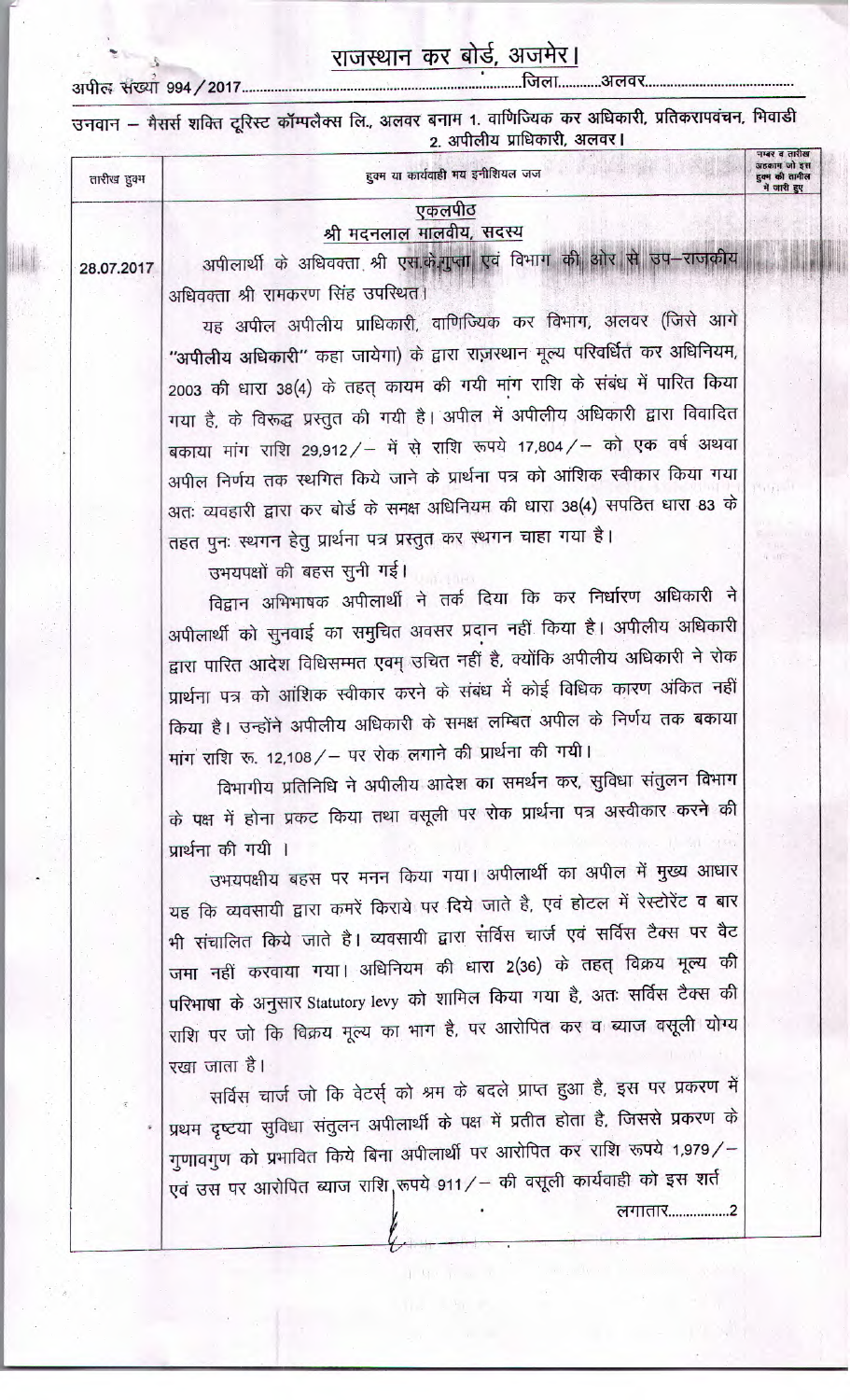# राजस्थान कर बोर्ड, अजमेर।

अपील संख्या 994 / 2017..........................................................जिला...........अलवर..........................................

उनवान – मैसर्स शक्ति टूरिस्ट कॉम्पलैक्स लि., अलवर बनाम 1. वाणिज्यिक कर अधिकारी, प्रतिकरापवंचन, भिवाडी 2. अपीलीय प्राधिकारी, अलवर।

| तारीख हुक्म | हुक्म या कार्यवाही मय इनीशियल जज | नम्बर व तारीख अहकाम जो इस हुक्म की तामील में जारी हुए |
|---|---|---|
| 28.07.2017 | **एकलपीठ**<br>**श्री मदनलाल मालवीय, सदस्य**<br>अपीलार्थी के अधिवक्ता श्री एस.के.गुप्ता एवं विभाग की ओर से उप–राजकीय अधिवक्ता श्री रामकरण सिंह उपस्थित।<br>यह अपील अपीलीय प्राधिकारी, वाणिज्यिक कर विभाग, अलवर (जिसे आगे "अपीलीय अधिकारी" कहा जायेगा) के द्वारा राजस्थान मूल्य परिवर्धित कर अधिनियम, 2003 की धारा 38(4) के तहत् कायम की गयी मांग राशि के संबंध में पारित किया गया है, के विरूद्ध प्रस्तुत की गयी है। अपील में अपीलीय अधिकारी द्वारा विवादित बकाया मांग राशि 29,912/– में से राशि रूपये 17,804/– को एक वर्ष अथवा अपील निर्णय तक स्थगित किये जाने के प्रार्थना पत्र को आंशिक स्वीकार किया गया अतः व्यवहारी द्वारा कर बोर्ड के समक्ष अधिनियम की धारा 38(4) सपठित धारा 83 के तहत पुनः स्थगन हेतु प्रार्थना पत्र प्रस्तुत कर स्थगन चाहा गया है।<br>उभयपक्षों की बहस सुनी गई।<br>विद्वान अभिभाषक अपीलार्थी ने तर्क दिया कि कर निर्धारण अधिकारी ने अपीलार्थी को सुनवाई का समुचित अवसर प्रदान नहीं किया है। अपीलीय अधिकारी द्वारा पारित आदेश विधिसम्मत एवम् उचित नहीं है, क्योंकि अपीलीय अधिकारी ने रोक प्रार्थना पत्र को आंशिक स्वीकार करने के संबंध में कोई विधिक कारण अंकित नहीं किया है। उन्होंने अपीलीय अधिकारी के समक्ष लम्बित अपील के निर्णय तक बकाया मांग राशि रू. 12,108/– पर रोक लगाने की प्रार्थना की गयी।<br>विभागीय प्रतिनिधि ने अपीलीय आदेश का समर्थन कर, सुविधा संतुलन विभाग के पक्ष में होना प्रकट किया तथा वसूली पर रोक प्रार्थना पत्र अस्वीकार करने की प्रार्थना की गयी ।<br>उभयपक्षीय बहस पर मनन किया गया। अपीलार्थी का अपील में मुख्य आधार यह कि व्यवसायी द्वारा कमरें किराये पर दिये जाते है, एवं होटल में रेस्टोरेंट व बार भी संचालित किये जाते है। व्यवसायी द्वारा सर्विस चार्ज एवं सर्विस टैक्स पर वैट जमा नहीं करवाया गया। अधिनियम की धारा 2(36) के तहत् विक्रय मूल्य की परिभाषा के अनुसार Statutory levy को शामिल किया गया है, अतः सर्विस टैक्स की राशि पर जो कि विक्रय मूल्य का भाग है, पर आरोपित कर व ब्याज वसूली योग्य रखा जाता है।<br>सर्विस चार्ज जो कि वेटर्स को श्रम के बदले प्राप्त हुआ है, इस पर प्रकरण में प्रथम दृष्टया सुविधा संतुलन अपीलार्थी के पक्ष में प्रतीत होता है, जिससे प्रकरण के गुणावगुण को प्रभावित किये बिना अपीलार्थी पर आरोपित कर राशि रूपये 1,979/– एवं उस पर आरोपित ब्याज राशि रूपये 911/– की वसूली कार्यवाही को इस शर्त<br>लगातार.................2 | |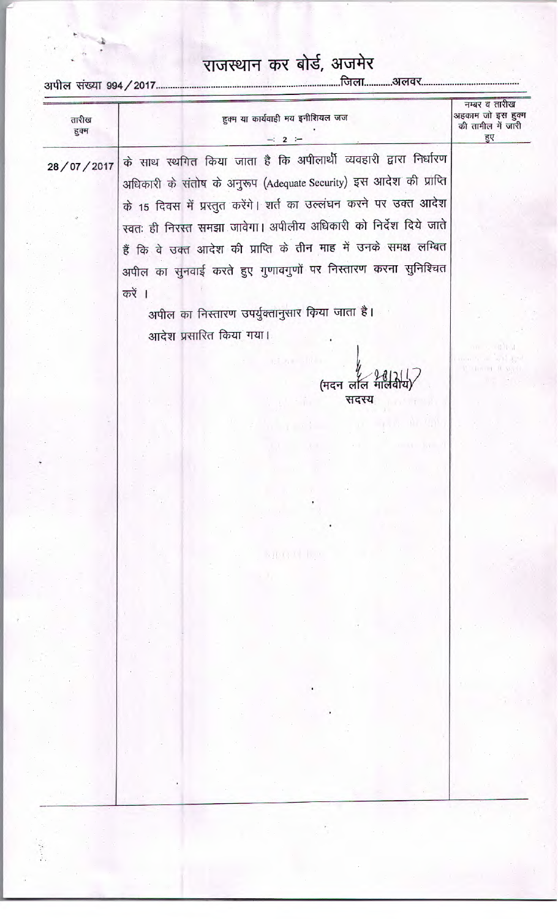# राजस्थान कर बोर्ड, अजमेर

अपील संख्या 994/2017............................................................जिला..........अलवर..........................................

| तारीख हुक्म | हुक्म या कार्यवाही मय इनीशियल जज | नम्बर व तारीख अहकाम जो इस हुक्म की तामील में जारी हुए |
|---|---|---|
| 28/07/2017 | के साथ स्थगित किया जाता है कि अपीलार्थी व्यवहारी द्वारा निर्धारण अधिकारी के संतोष के अनुरूप (Adequate Security) इस आदेश की प्राप्ति के 15 दिवस में प्रस्तुत करेंगे। शर्त का उल्लंघन करने पर उक्त आदेश स्वतः ही निरस्त समझा जावेगा। अपीलीय अधिकारी को निर्देश दिये जाते हैं कि वे उक्त आदेश की प्राप्ति के तीन माह में उनके समक्ष लम्बित अपील का सुनवाई करते हुए गुणावगुणों पर निस्तारण करना सुनिश्चित करें। <br><br> अपील का निस्तारण उपर्युक्तानुसार किया जाता है। <br><br> आदेश प्रसारित किया गया। <br><br> 28/7/17 <br> (मदन लाल मालवीय) <br> सदस्य | |